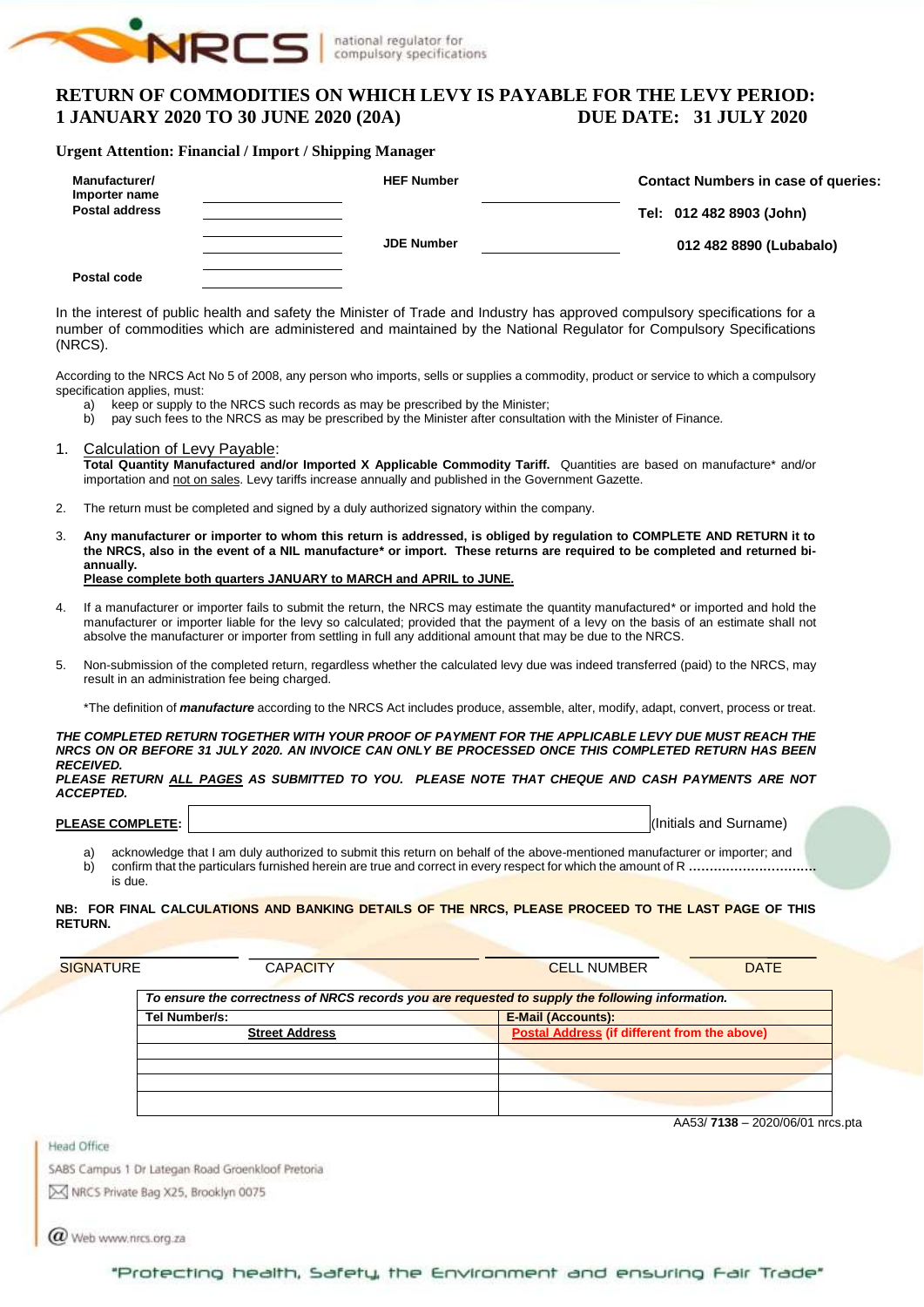NRCS | national regulator for compulsory specifications

# RETURN OF COMMODITIES ON WHICH LEVY IS PAYABLE FOR THE LEVY PERIOD: 1 JANUARY 2020 TO 30 JUNE 2020 (20A) DUE DATE: 31 JULY 2020

**Urgent Attention: Financial / Import / Shipping Manager**

| | | | | |
|---|---|---|---|---|
| **Manufacturer/ Importer name** | ____________ | **HEF Number** | ____________ | **Contact Numbers in case of queries:** |
| **Postal address** | ____________ | | | **Tel: 012 482 8903 (John)** |
| | ____________ | **JDE Number** | ____________ | **012 482 8890 (Lubabalo)** |
| **Postal code** | ____________ | | | |

In the interest of public health and safety the Minister of Trade and Industry has approved compulsory specifications for a number of commodities which are administered and maintained by the National Regulator for Compulsory Specifications (NRCS).

According to the NRCS Act No 5 of 2008, any person who imports, sells or supplies a commodity, product or service to which a compulsory specification applies, must:

a) keep or supply to the NRCS such records as may be prescribed by the Minister;
b) pay such fees to the NRCS as may be prescribed by the Minister after consultation with the Minister of Finance.

1. Calculation of Levy Payable:
   **Total Quantity Manufactured and/or Imported X Applicable Commodity Tariff.** Quantities are based on manufacture* and/or importation and not on sales. Levy tariffs increase annually and published in the Government Gazette.

2. The return must be completed and signed by a duly authorized signatory within the company.

3. **Any manufacturer or importer to whom this return is addressed, is obliged by regulation to COMPLETE AND RETURN it to the NRCS, also in the event of a NIL manufacture* or import. These returns are required to be completed and returned bi-annually.**
   **Please complete both quarters JANUARY to MARCH and APRIL to JUNE.**

4. If a manufacturer or importer fails to submit the return, the NRCS may estimate the quantity manufactured* or imported and hold the manufacturer or importer liable for the levy so calculated; provided that the payment of a levy on the basis of an estimate shall not absolve the manufacturer or importer from settling in full any additional amount that may be due to the NRCS.

5. Non-submission of the completed return, regardless whether the calculated levy due was indeed transferred (paid) to the NRCS, may result in an administration fee being charged.

*The definition of ***manufacture*** according to the NRCS Act includes produce, assemble, alter, modify, adapt, convert, process or treat.

***THE COMPLETED RETURN TOGETHER WITH YOUR PROOF OF PAYMENT FOR THE APPLICABLE LEVY DUE MUST REACH THE NRCS ON OR BEFORE 31 JULY 2020. AN INVOICE CAN ONLY BE PROCESSED ONCE THIS COMPLETED RETURN HAS BEEN RECEIVED.***
***PLEASE RETURN ALL PAGES AS SUBMITTED TO YOU. PLEASE NOTE THAT CHEQUE AND CASH PAYMENTS ARE NOT ACCEPTED.***

**PLEASE COMPLETE:** ____________________ (Initials and Surname)

a) acknowledge that I am duly authorized to submit this return on behalf of the above-mentioned manufacturer or importer; and
b) confirm that the particulars furnished herein are true and correct in every respect for which the amount of R .............................. is due.

**NB: FOR FINAL CALCULATIONS AND BANKING DETAILS OF THE NRCS, PLEASE PROCEED TO THE LAST PAGE OF THIS RETURN.**

| SIGNATURE | CAPACITY | CELL NUMBER | DATE |
|---|---|---|---|

| *To ensure the correctness of NRCS records you are requested to supply the following information.* | |
|---|---|
| **Tel Number/s:** | **E-Mail (Accounts):** |
| **Street Address** | **Postal Address (if different from the above)** |
| | |
| | |
| | |
| | |

AA53/ **7138** – 2020/06/01 nrcs.pta

Head Office
SABS Campus 1 Dr Lategan Road Groenkloof Pretoria
NRCS Private Bag X25, Brooklyn 0075
Web www.nrcs.org.za

"Protecting health, Safety, the Environment and ensuring Fair Trade"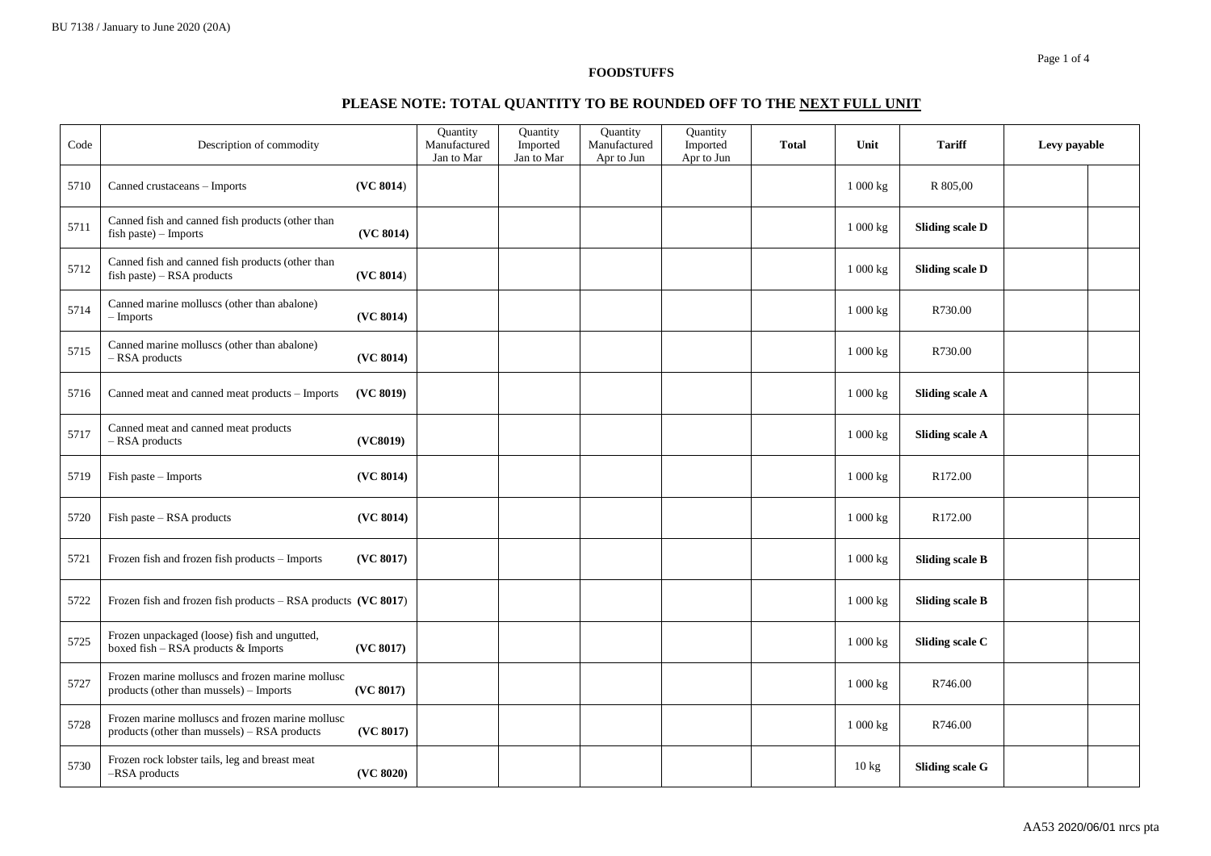**FOODSTUFFS**

## PLEASE NOTE: TOTAL QUANTITY TO BE ROUNDED OFF TO THE <u>NEXT FULL UNIT</u>

| Code | Description of commodity | Quantity Manufactured Jan to Mar | Quantity Imported Jan to Mar | Quantity Manufactured Apr to Jun | Quantity Imported Apr to Jun | Total | Unit | Tariff | Levy payable | |
|---|---|---|---|---|---|---|---|---|---|---|
| 5710 | Canned crustaceans – Imports **(VC 8014)** | | | | | | 1 000 kg | R 805,00 | | |
| 5711 | Canned fish and canned fish products (other than fish paste) – Imports **(VC 8014)** | | | | | | 1 000 kg | **Sliding scale D** | | |
| 5712 | Canned fish and canned fish products (other than fish paste) – RSA products **(VC 8014)** | | | | | | 1 000 kg | **Sliding scale D** | | |
| 5714 | Canned marine molluscs (other than abalone) – Imports **(VC 8014)** | | | | | | 1 000 kg | R730.00 | | |
| 5715 | Canned marine molluscs (other than abalone) – RSA products **(VC 8014)** | | | | | | 1 000 kg | R730.00 | | |
| 5716 | Canned meat and canned meat products – Imports **(VC 8019)** | | | | | | 1 000 kg | **Sliding scale A** | | |
| 5717 | Canned meat and canned meat products – RSA products **(VC8019)** | | | | | | 1 000 kg | **Sliding scale A** | | |
| 5719 | Fish paste – Imports **(VC 8014)** | | | | | | 1 000 kg | R172.00 | | |
| 5720 | Fish paste – RSA products **(VC 8014)** | | | | | | 1 000 kg | R172.00 | | |
| 5721 | Frozen fish and frozen fish products – Imports **(VC 8017)** | | | | | | 1 000 kg | **Sliding scale B** | | |
| 5722 | Frozen fish and frozen fish products – RSA products **(VC 8017)** | | | | | | 1 000 kg | **Sliding scale B** | | |
| 5725 | Frozen unpackaged (loose) fish and ungutted, boxed fish – RSA products & Imports **(VC 8017)** | | | | | | 1 000 kg | **Sliding scale C** | | |
| 5727 | Frozen marine molluscs and frozen marine mollusc products (other than mussels) – Imports **(VC 8017)** | | | | | | 1 000 kg | R746.00 | | |
| 5728 | Frozen marine molluscs and frozen marine mollusc products (other than mussels) – RSA products **(VC 8017)** | | | | | | 1 000 kg | R746.00 | | |
| 5730 | Frozen rock lobster tails, leg and breast meat –RSA products **(VC 8020)** | | | | | | 10 kg | **Sliding scale G** | | |

AA53 2020/06/01 nrcs pta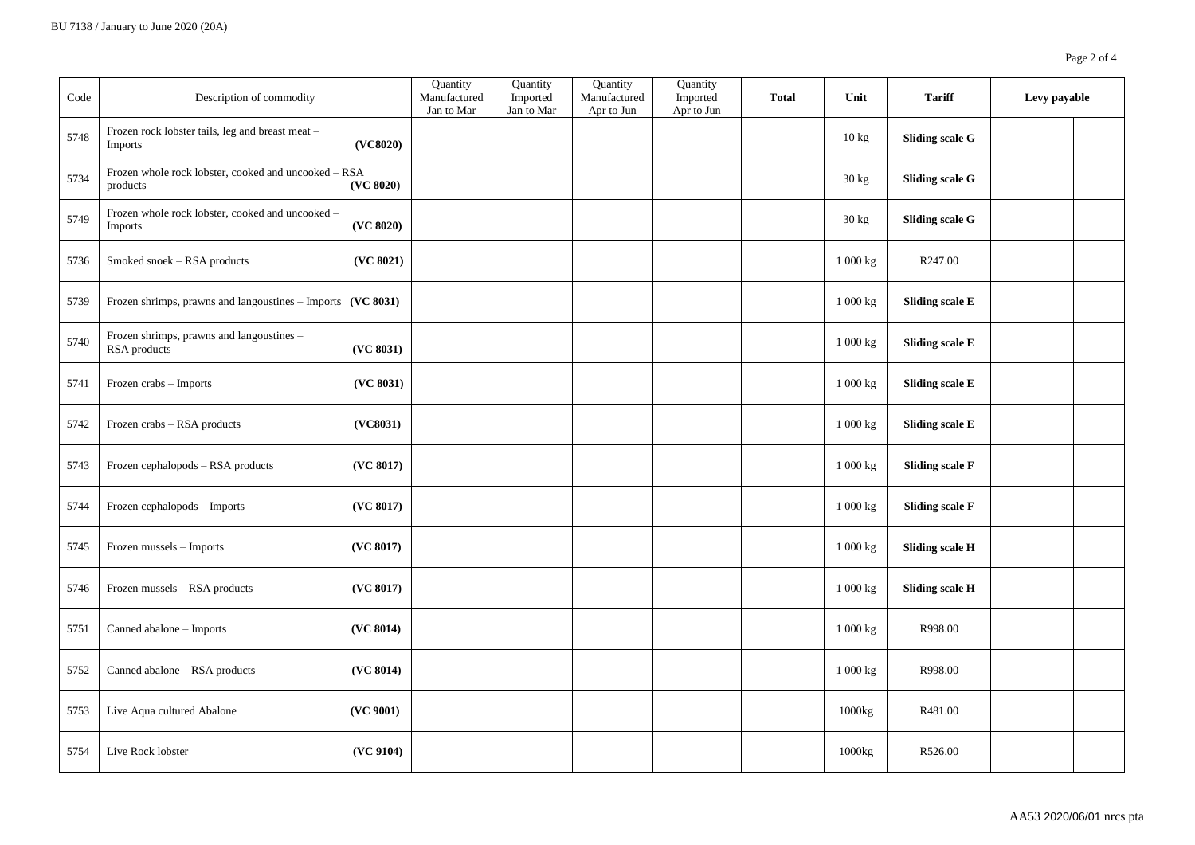| Code | Description of commodity | Quantity Manufactured Jan to Mar | Quantity Imported Jan to Mar | Quantity Manufactured Apr to Jun | Quantity Imported Apr to Jun | Total | Unit | Tariff | Levy payable | |
|---|---|---|---|---|---|---|---|---|---|---|
| 5748 | Frozen rock lobster tails, leg and breast meat – Imports **(VC8020)** | | | | | | 10 kg | **Sliding scale G** | | |
| 5734 | Frozen whole rock lobster, cooked and uncooked – RSA products **(VC 8020)** | | | | | | 30 kg | **Sliding scale G** | | |
| 5749 | Frozen whole rock lobster, cooked and uncooked – Imports **(VC 8020)** | | | | | | 30 kg | **Sliding scale G** | | |
| 5736 | Smoked snoek – RSA products **(VC 8021)** | | | | | | 1 000 kg | R247.00 | | |
| 5739 | Frozen shrimps, prawns and langoustines – Imports **(VC 8031)** | | | | | | 1 000 kg | **Sliding scale E** | | |
| 5740 | Frozen shrimps, prawns and langoustines – RSA products **(VC 8031)** | | | | | | 1 000 kg | **Sliding scale E** | | |
| 5741 | Frozen crabs – Imports **(VC 8031)** | | | | | | 1 000 kg | **Sliding scale E** | | |
| 5742 | Frozen crabs – RSA products **(VC8031)** | | | | | | 1 000 kg | **Sliding scale E** | | |
| 5743 | Frozen cephalopods – RSA products **(VC 8017)** | | | | | | 1 000 kg | **Sliding scale F** | | |
| 5744 | Frozen cephalopods – Imports **(VC 8017)** | | | | | | 1 000 kg | **Sliding scale F** | | |
| 5745 | Frozen mussels – Imports **(VC 8017)** | | | | | | 1 000 kg | **Sliding scale H** | | |
| 5746 | Frozen mussels – RSA products **(VC 8017)** | | | | | | 1 000 kg | **Sliding scale H** | | |
| 5751 | Canned abalone – Imports **(VC 8014)** | | | | | | 1 000 kg | R998.00 | | |
| 5752 | Canned abalone – RSA products **(VC 8014)** | | | | | | 1 000 kg | R998.00 | | |
| 5753 | Live Aqua cultured Abalone **(VC 9001)** | | | | | | 1000kg | R481.00 | | |
| 5754 | Live Rock lobster **(VC 9104)** | | | | | | 1000kg | R526.00 | | |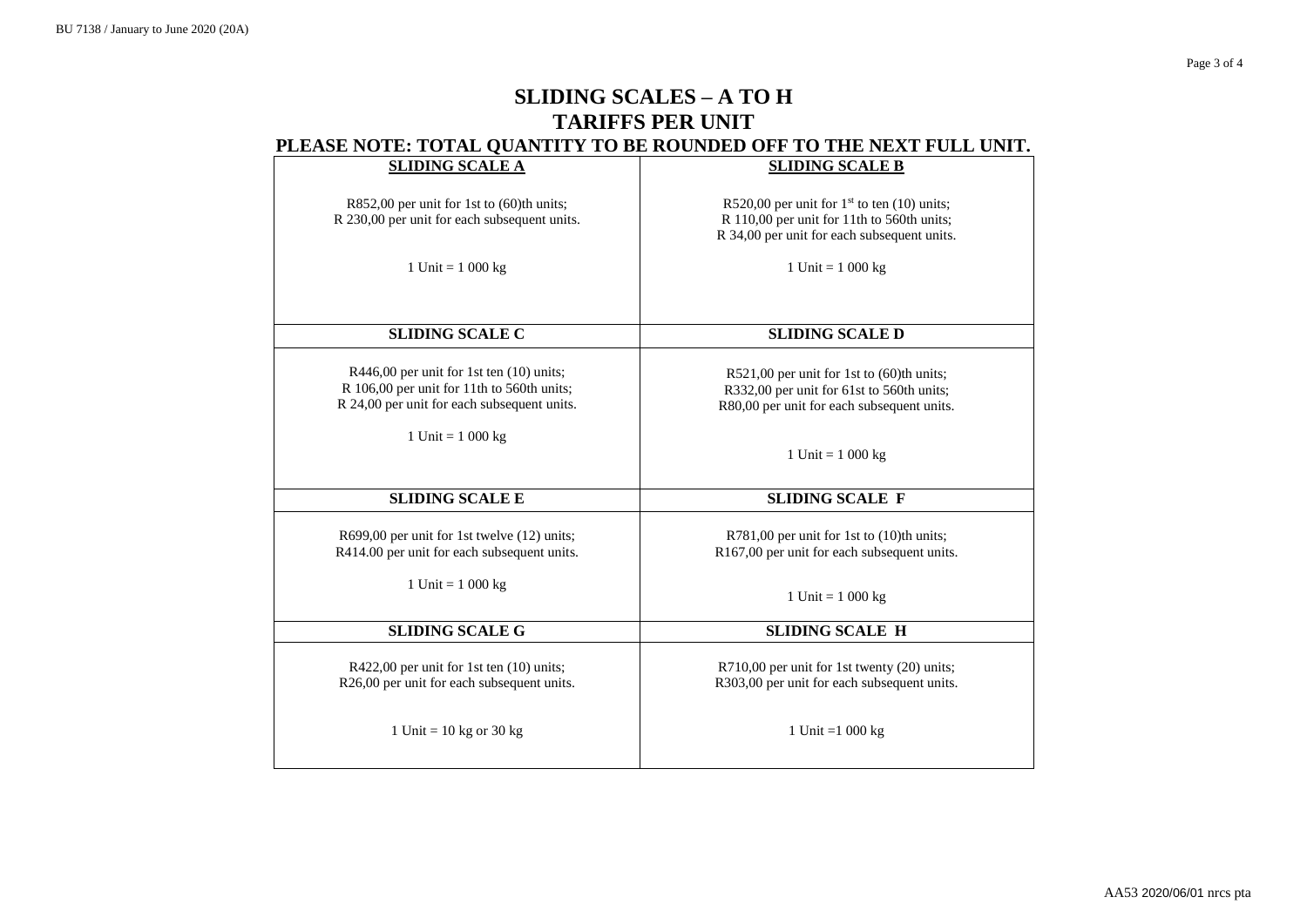# SLIDING SCALES – A TO H

# TARIFFS PER UNIT

## PLEASE NOTE: TOTAL QUANTITY TO BE ROUNDED OFF TO THE NEXT FULL UNIT.

| **SLIDING SCALE A** | **SLIDING SCALE B** |
|---|---|
| R852,00 per unit for 1st to (60)th units;<br>R 230,00 per unit for each subsequent units.<br><br>1 Unit = 1 000 kg | R520,00 per unit for 1st to ten (10) units;<br>R 110,00 per unit for 11th to 560th units;<br>R 34,00 per unit for each subsequent units.<br><br>1 Unit = 1 000 kg |
| **SLIDING SCALE C** | **SLIDING SCALE D** |
| R446,00 per unit for 1st ten (10) units;<br>R 106,00 per unit for 11th to 560th units;<br>R 24,00 per unit for each subsequent units.<br><br>1 Unit = 1 000 kg | R521,00 per unit for 1st to (60)th units;<br>R332,00 per unit for 61st to 560th units;<br>R80,00 per unit for each subsequent units.<br><br>1 Unit = 1 000 kg |
| **SLIDING SCALE E** | **SLIDING SCALE F** |
| R699,00 per unit for 1st twelve (12) units;<br>R414.00 per unit for each subsequent units.<br><br>1 Unit = 1 000 kg | R781,00 per unit for 1st to (10)th units;<br>R167,00 per unit for each subsequent units.<br><br>1 Unit = 1 000 kg |
| **SLIDING SCALE G** | **SLIDING SCALE H** |
| R422,00 per unit for 1st ten (10) units;<br>R26,00 per unit for each subsequent units.<br><br>1 Unit = 10 kg or 30 kg | R710,00 per unit for 1st twenty (20) units;<br>R303,00 per unit for each subsequent units.<br><br>1 Unit =1 000 kg |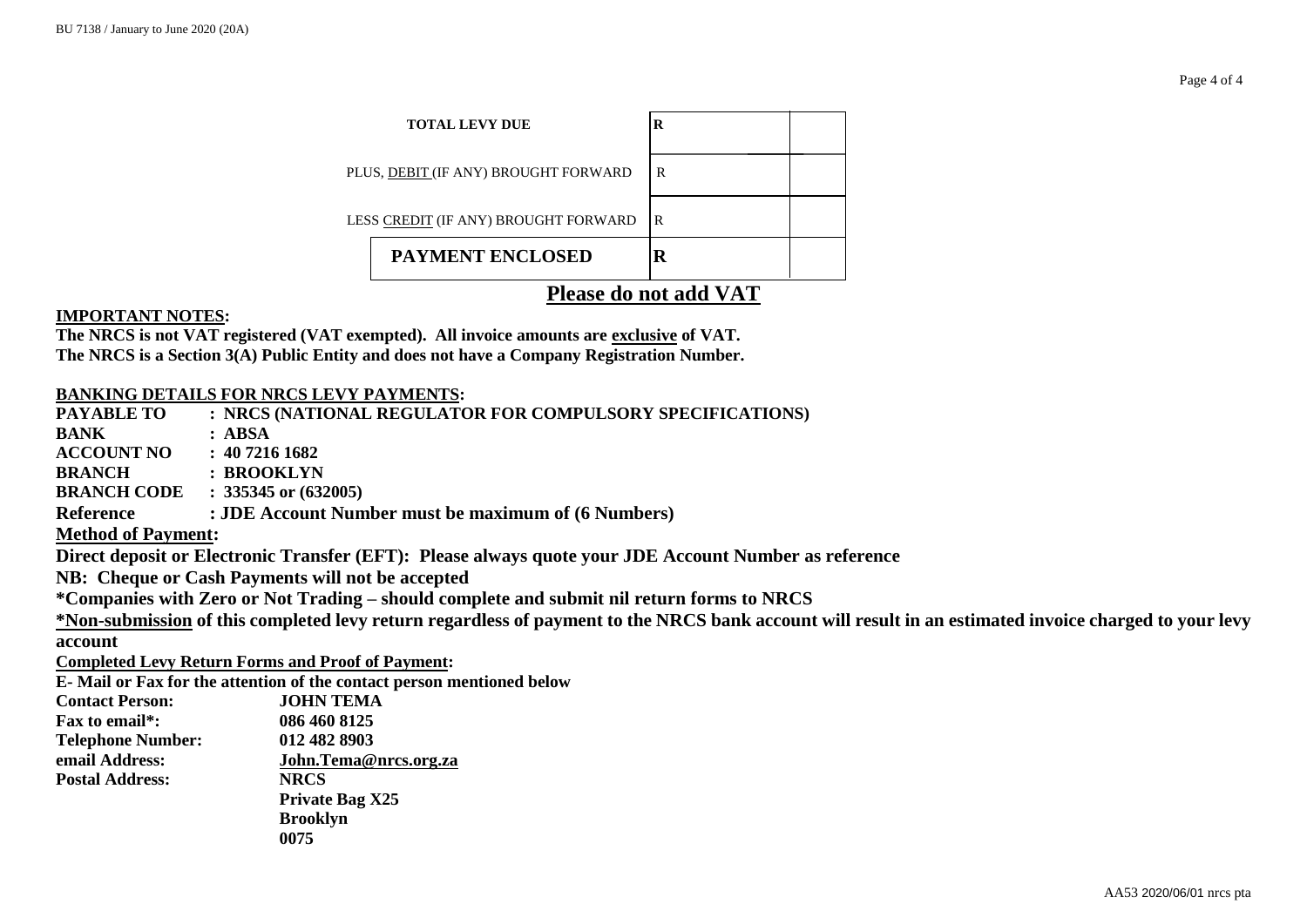| | | |
|---|---|---|
| **TOTAL LEVY DUE** | **R** | |
| PLUS, DEBIT (IF ANY) BROUGHT FORWARD | R | |
| LESS CREDIT (IF ANY) BROUGHT FORWARD | R | |
| **PAYMENT ENCLOSED** | **R** | |

## Please do not add VAT

**IMPORTANT NOTES:**

**The NRCS is not VAT registered (VAT exempted). All invoice amounts are exclusive of VAT.**
**The NRCS is a Section 3(A) Public Entity and does not have a Company Registration Number.**

**BANKING DETAILS FOR NRCS LEVY PAYMENTS:**

**PAYABLE TO : NRCS (NATIONAL REGULATOR FOR COMPULSORY SPECIFICATIONS)**
**BANK : ABSA**
**ACCOUNT NO : 40 7216 1682**
**BRANCH : BROOKLYN**
**BRANCH CODE : 335345 or (632005)**
**Reference : JDE Account Number must be maximum of (6 Numbers)**

**Method of Payment:**

**Direct deposit or Electronic Transfer (EFT): Please always quote your JDE Account Number as reference**

**NB: Cheque or Cash Payments will not be accepted**

**\*Companies with Zero or Not Trading – should complete and submit nil return forms to NRCS**

**\*Non-submission of this completed levy return regardless of payment to the NRCS bank account will result in an estimated invoice charged to your levy account**

**Completed Levy Return Forms and Proof of Payment:**

**E- Mail or Fax for the attention of the contact person mentioned below**

**Contact Person:** **JOHN TEMA**
**Fax to email\*:** **086 460 8125**
**Telephone Number:** **012 482 8903**
**email Address:** **John.Tema@nrcs.org.za**
**Postal Address:** **NRCS**
**Private Bag X25**
**Brooklyn**
**0075**

AA53 2020/06/01 nrcs pta